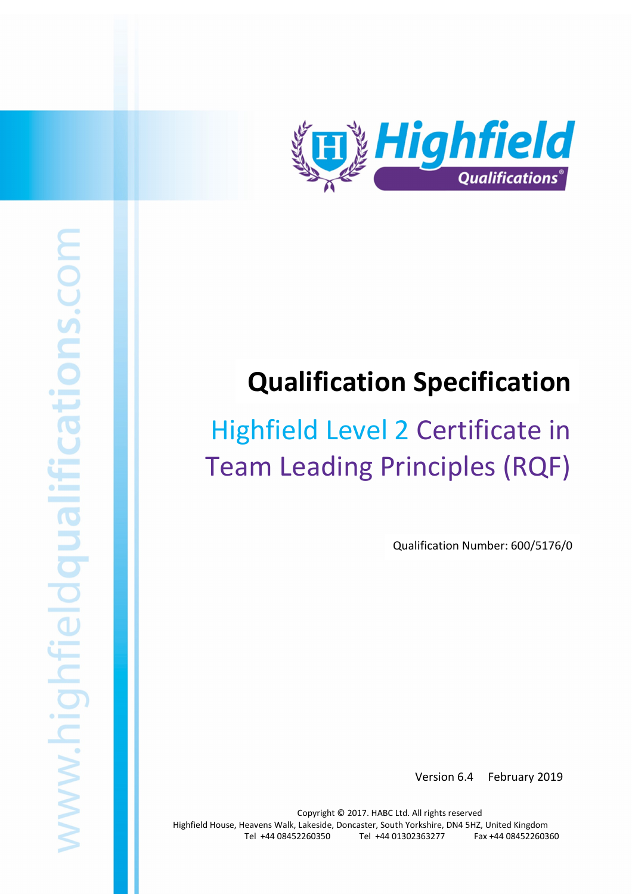# Qualification Specification

## Highfield Level 2 Certificate in Team Leading Principles (RQF)

Qualification Number: 600/5176/0

Version 6.4 February 2019

Copyright © 2017. HABC Ltd. All rights reserved
Highfield House, Heavens Walk, Lakeside, Doncaster, South Yorkshire, DN4 5HZ, United Kingdom
Tel +44 08452260350 Tel +44 01302363277 Fax +44 08452260360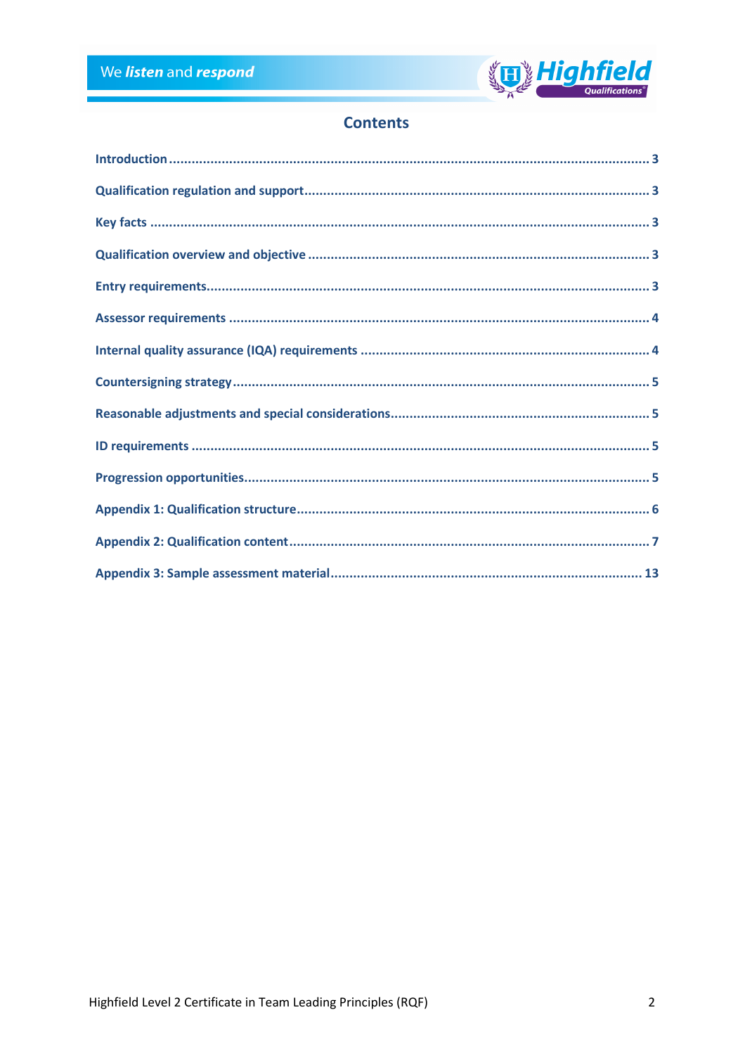## Contents

| | |
|---|---|
| Introduction | 3 |
| Qualification regulation and support | 3 |
| Key facts | 3 |
| Qualification overview and objective | 3 |
| Entry requirements | 3 |
| Assessor requirements | 4 |
| Internal quality assurance (IQA) requirements | 4 |
| Countersigning strategy | 5 |
| Reasonable adjustments and special considerations | 5 |
| ID requirements | 5 |
| Progression opportunities | 5 |
| Appendix 1: Qualification structure | 6 |
| Appendix 2: Qualification content | 7 |
| Appendix 3: Sample assessment material | 13 |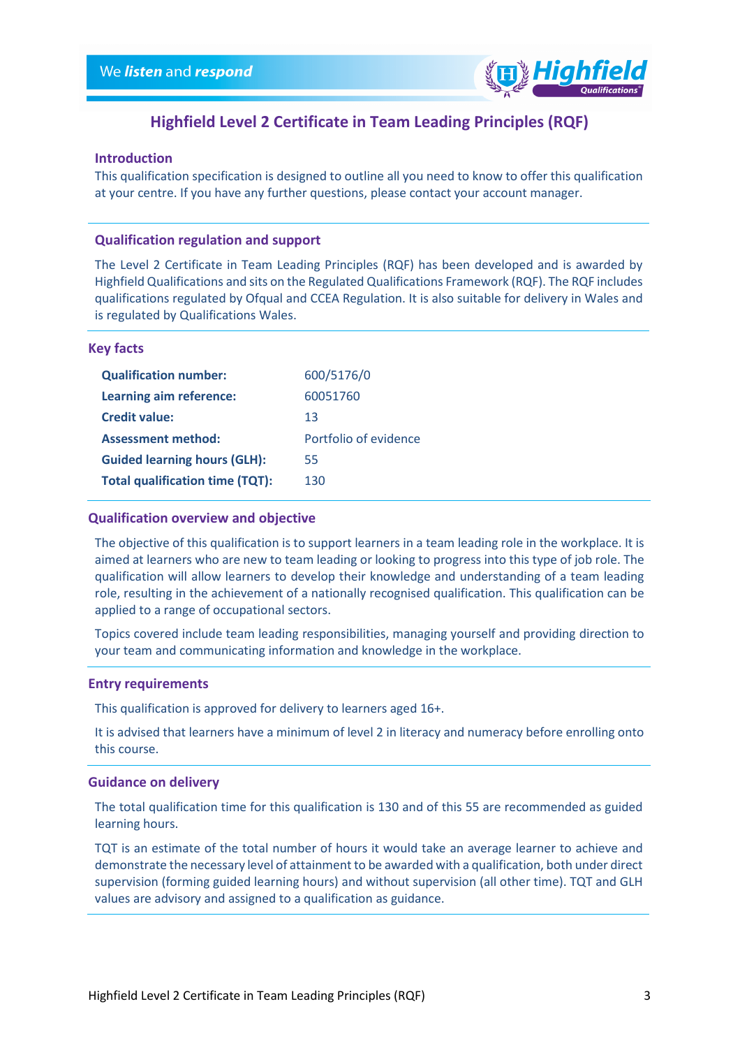# Highfield Level 2 Certificate in Team Leading Principles (RQF)

## Introduction

This qualification specification is designed to outline all you need to know to offer this qualification at your centre. If you have any further questions, please contact your account manager.

## Qualification regulation and support

The Level 2 Certificate in Team Leading Principles (RQF) has been developed and is awarded by Highfield Qualifications and sits on the Regulated Qualifications Framework (RQF). The RQF includes qualifications regulated by Ofqual and CCEA Regulation. It is also suitable for delivery in Wales and is regulated by Qualifications Wales.

## Key facts

| | |
|---|---|
| **Qualification number:** | 600/5176/0 |
| **Learning aim reference:** | 60051760 |
| **Credit value:** | 13 |
| **Assessment method:** | Portfolio of evidence |
| **Guided learning hours (GLH):** | 55 |
| **Total qualification time (TQT):** | 130 |

## Qualification overview and objective

The objective of this qualification is to support learners in a team leading role in the workplace. It is aimed at learners who are new to team leading or looking to progress into this type of job role. The qualification will allow learners to develop their knowledge and understanding of a team leading role, resulting in the achievement of a nationally recognised qualification. This qualification can be applied to a range of occupational sectors.

Topics covered include team leading responsibilities, managing yourself and providing direction to your team and communicating information and knowledge in the workplace.

## Entry requirements

This qualification is approved for delivery to learners aged 16+.

It is advised that learners have a minimum of level 2 in literacy and numeracy before enrolling onto this course.

## Guidance on delivery

The total qualification time for this qualification is 130 and of this 55 are recommended as guided learning hours.

TQT is an estimate of the total number of hours it would take an average learner to achieve and demonstrate the necessary level of attainment to be awarded with a qualification, both under direct supervision (forming guided learning hours) and without supervision (all other time). TQT and GLH values are advisory and assigned to a qualification as guidance.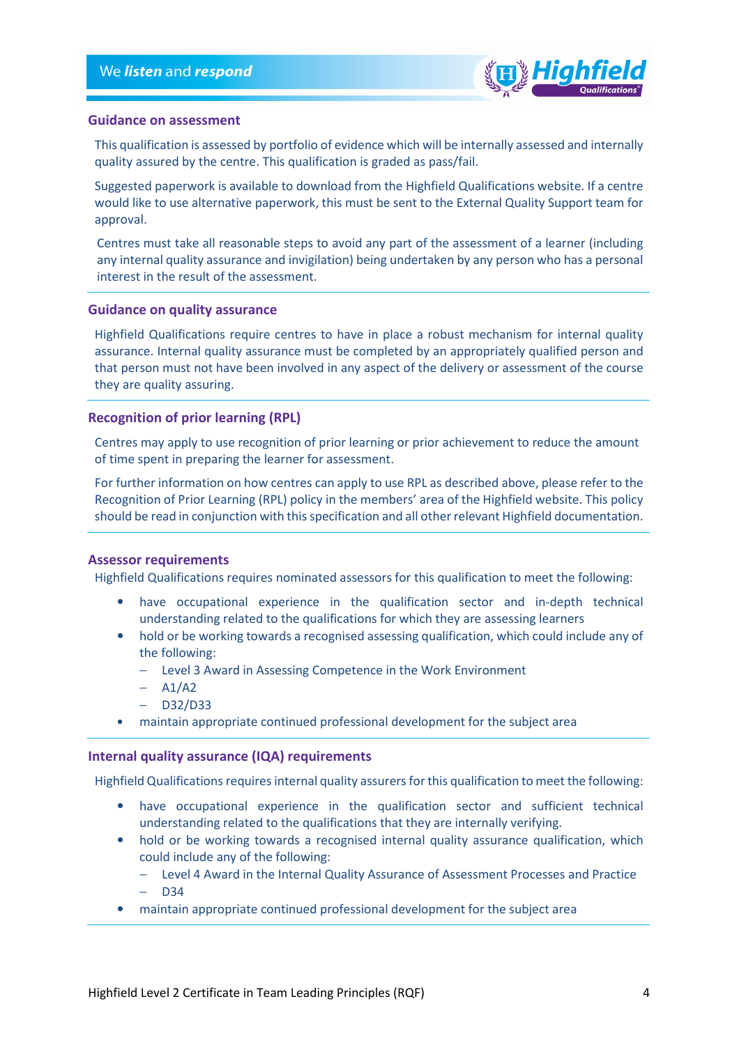## Guidance on assessment

This qualification is assessed by portfolio of evidence which will be internally assessed and internally quality assured by the centre. This qualification is graded as pass/fail.

Suggested paperwork is available to download from the Highfield Qualifications website. If a centre would like to use alternative paperwork, this must be sent to the External Quality Support team for approval.

Centres must take all reasonable steps to avoid any part of the assessment of a learner (including any internal quality assurance and invigilation) being undertaken by any person who has a personal interest in the result of the assessment.

## Guidance on quality assurance

Highfield Qualifications require centres to have in place a robust mechanism for internal quality assurance. Internal quality assurance must be completed by an appropriately qualified person and that person must not have been involved in any aspect of the delivery or assessment of the course they are quality assuring.

## Recognition of prior learning (RPL)

Centres may apply to use recognition of prior learning or prior achievement to reduce the amount of time spent in preparing the learner for assessment.

For further information on how centres can apply to use RPL as described above, please refer to the Recognition of Prior Learning (RPL) policy in the members' area of the Highfield website. This policy should be read in conjunction with this specification and all other relevant Highfield documentation.

## Assessor requirements

Highfield Qualifications requires nominated assessors for this qualification to meet the following:

- have occupational experience in the qualification sector and in-depth technical understanding related to the qualifications for which they are assessing learners
- hold or be working towards a recognised assessing qualification, which could include any of the following:
  - Level 3 Award in Assessing Competence in the Work Environment
  - A1/A2
  - D32/D33
- maintain appropriate continued professional development for the subject area

## Internal quality assurance (IQA) requirements

Highfield Qualifications requires internal quality assurers for this qualification to meet the following:

- have occupational experience in the qualification sector and sufficient technical understanding related to the qualifications that they are internally verifying.
- hold or be working towards a recognised internal quality assurance qualification, which could include any of the following:
  - Level 4 Award in the Internal Quality Assurance of Assessment Processes and Practice
  - D34
- maintain appropriate continued professional development for the subject area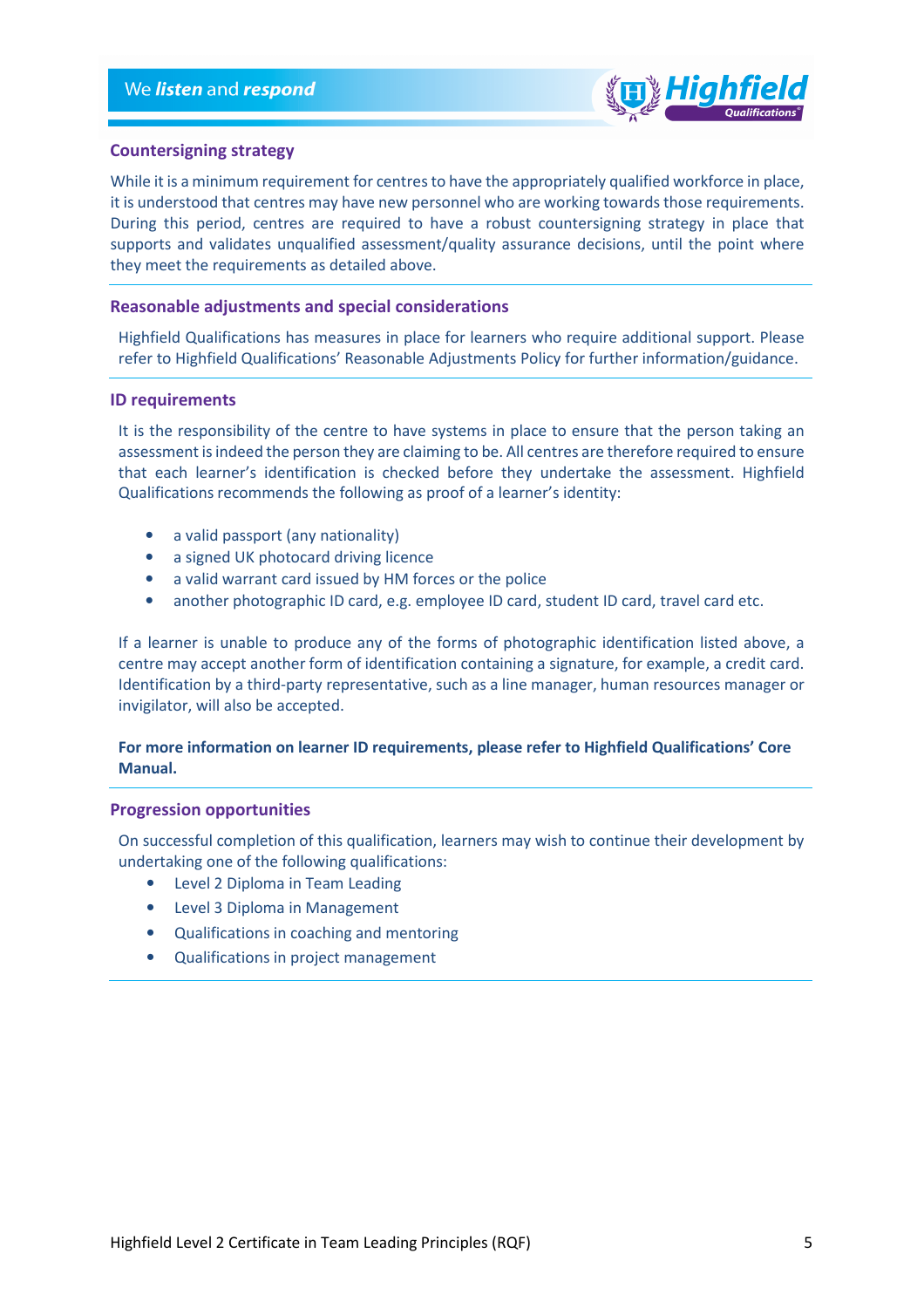## Countersigning strategy

While it is a minimum requirement for centres to have the appropriately qualified workforce in place, it is understood that centres may have new personnel who are working towards those requirements. During this period, centres are required to have a robust countersigning strategy in place that supports and validates unqualified assessment/quality assurance decisions, until the point where they meet the requirements as detailed above.

## Reasonable adjustments and special considerations

Highfield Qualifications has measures in place for learners who require additional support. Please refer to Highfield Qualifications' Reasonable Adjustments Policy for further information/guidance.

## ID requirements

It is the responsibility of the centre to have systems in place to ensure that the person taking an assessment is indeed the person they are claiming to be. All centres are therefore required to ensure that each learner's identification is checked before they undertake the assessment. Highfield Qualifications recommends the following as proof of a learner's identity:

- a valid passport (any nationality)
- a signed UK photocard driving licence
- a valid warrant card issued by HM forces or the police
- another photographic ID card, e.g. employee ID card, student ID card, travel card etc.

If a learner is unable to produce any of the forms of photographic identification listed above, a centre may accept another form of identification containing a signature, for example, a credit card. Identification by a third-party representative, such as a line manager, human resources manager or invigilator, will also be accepted.

**For more information on learner ID requirements, please refer to Highfield Qualifications' Core Manual.**

## Progression opportunities

On successful completion of this qualification, learners may wish to continue their development by undertaking one of the following qualifications:

- Level 2 Diploma in Team Leading
- Level 3 Diploma in Management
- Qualifications in coaching and mentoring
- Qualifications in project management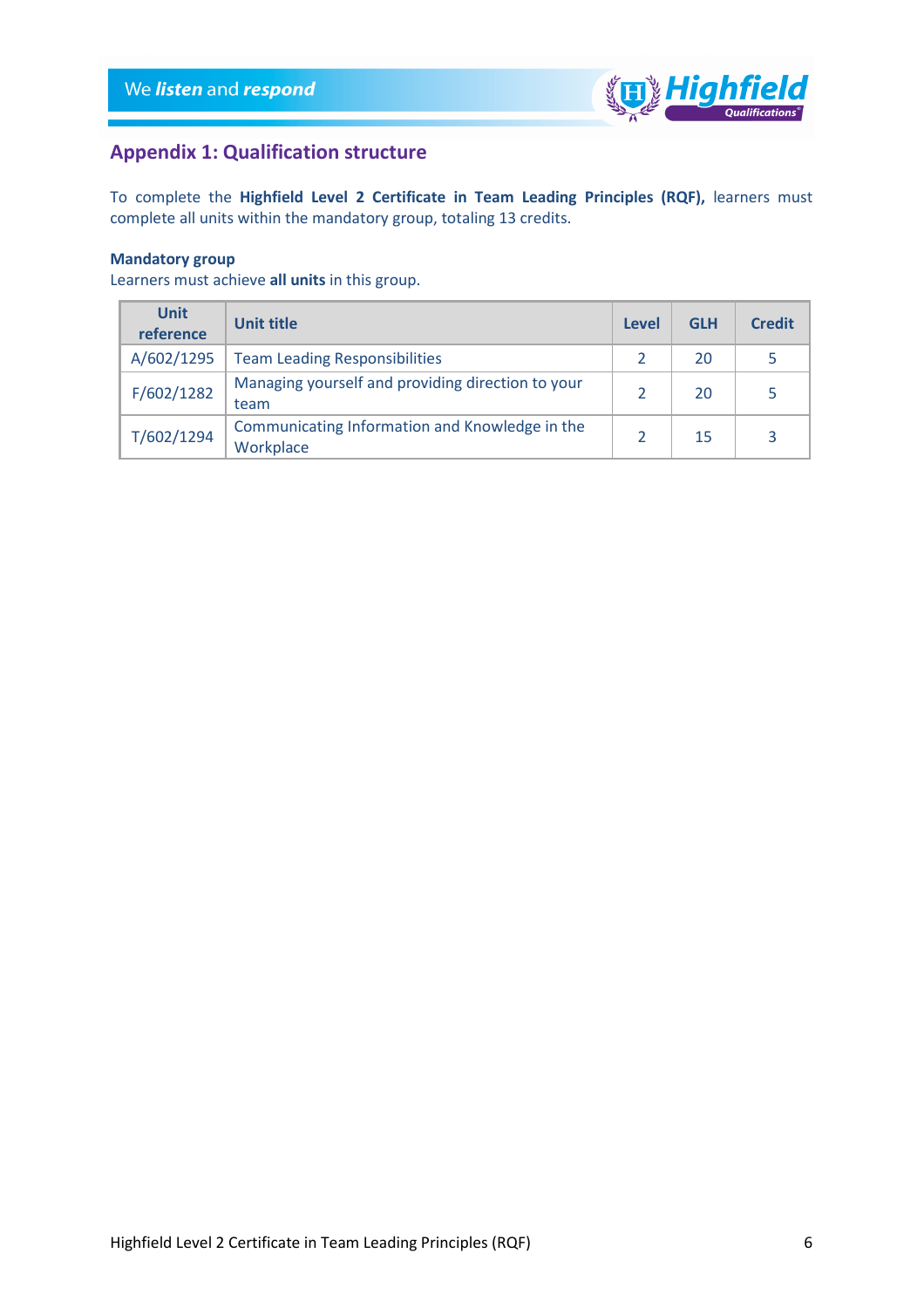## Appendix 1: Qualification structure

To complete the **Highfield Level 2 Certificate in Team Leading Principles (RQF),** learners must complete all units within the mandatory group, totaling 13 credits.

**Mandatory group**

Learners must achieve **all units** in this group.

| Unit reference | Unit title | Level | GLH | Credit |
|---|---|---|---|---|
| A/602/1295 | Team Leading Responsibilities | 2 | 20 | 5 |
| F/602/1282 | Managing yourself and providing direction to your team | 2 | 20 | 5 |
| T/602/1294 | Communicating Information and Knowledge in the Workplace | 2 | 15 | 3 |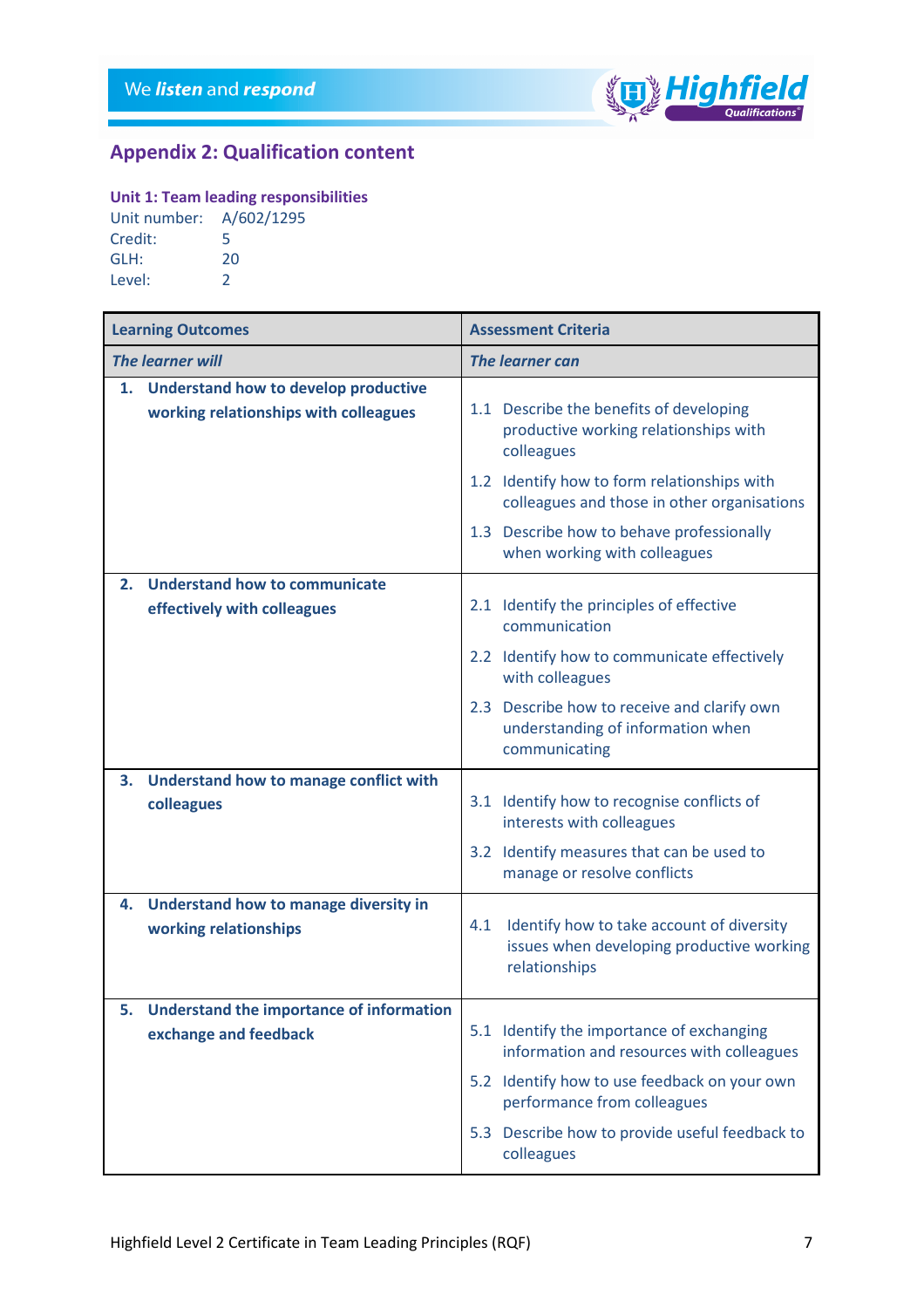## Appendix 2: Qualification content

### Unit 1: Team leading responsibilities

Unit number: A/602/1295
Credit: 5
GLH: 20
Level: 2

| Learning Outcomes | Assessment Criteria |
|---|---|
| ***The learner will*** | ***The learner can*** |
| **1. Understand how to develop productive working relationships with colleagues** | 1.1 Describe the benefits of developing productive working relationships with colleagues<br>1.2 Identify how to form relationships with colleagues and those in other organisations<br>1.3 Describe how to behave professionally when working with colleagues |
| **2. Understand how to communicate effectively with colleagues** | 2.1 Identify the principles of effective communication<br>2.2 Identify how to communicate effectively with colleagues<br>2.3 Describe how to receive and clarify own understanding of information when communicating |
| **3. Understand how to manage conflict with colleagues** | 3.1 Identify how to recognise conflicts of interests with colleagues<br>3.2 Identify measures that can be used to manage or resolve conflicts |
| **4. Understand how to manage diversity in working relationships** | 4.1 Identify how to take account of diversity issues when developing productive working relationships |
| **5. Understand the importance of information exchange and feedback** | 5.1 Identify the importance of exchanging information and resources with colleagues<br>5.2 Identify how to use feedback on your own performance from colleagues<br>5.3 Describe how to provide useful feedback to colleagues |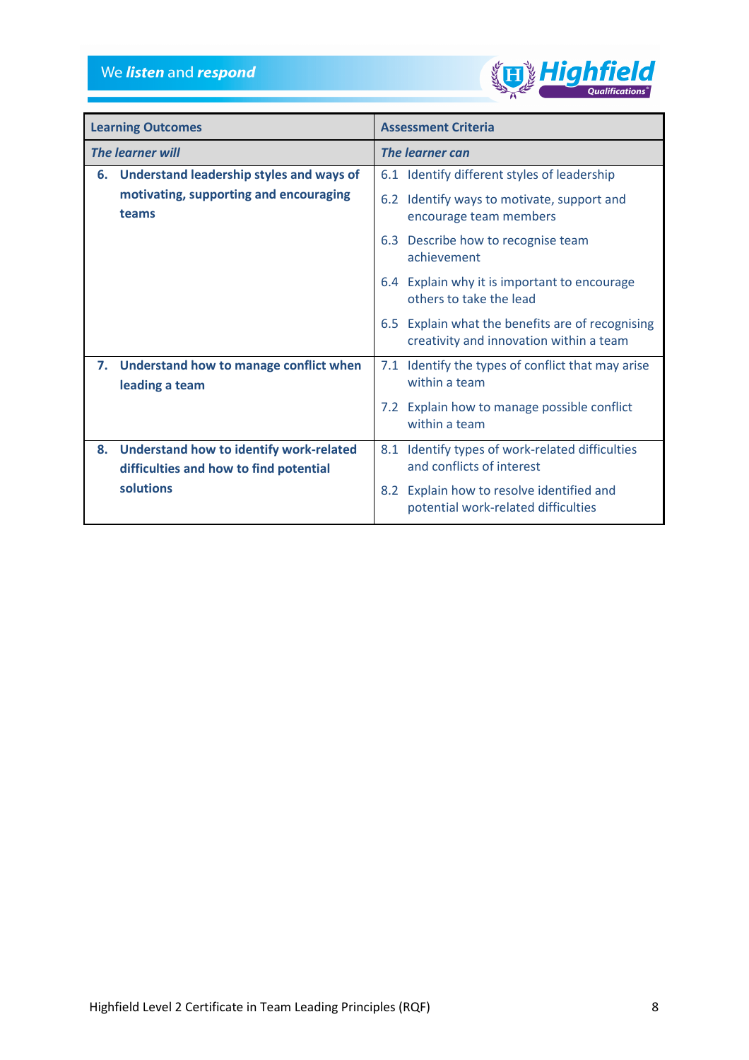| **Learning Outcomes** | **Assessment Criteria** |
|---|---|
| ***The learner will*** | ***The learner can*** |
| **6. Understand leadership styles and ways of motivating, supporting and encouraging teams** | 6.1 Identify different styles of leadership<br>6.2 Identify ways to motivate, support and encourage team members<br>6.3 Describe how to recognise team achievement<br>6.4 Explain why it is important to encourage others to take the lead<br>6.5 Explain what the benefits are of recognising creativity and innovation within a team |
| **7. Understand how to manage conflict when leading a team** | 7.1 Identify the types of conflict that may arise within a team<br>7.2 Explain how to manage possible conflict within a team |
| **8. Understand how to identify work-related difficulties and how to find potential solutions** | 8.1 Identify types of work-related difficulties and conflicts of interest<br>8.2 Explain how to resolve identified and potential work-related difficulties |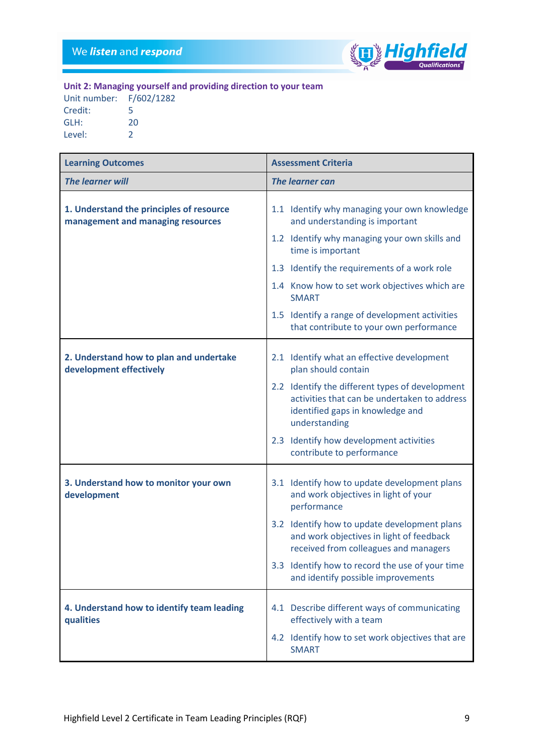### Unit 2: Managing yourself and providing direction to your team

Unit number: F/602/1282
Credit: 5
GLH: 20
Level: 2

| Learning Outcomes | Assessment Criteria |
|---|---|
| ***The learner will*** | ***The learner can*** |
| **1. Understand the principles of resource management and managing resources** | 1.1 Identify why managing your own knowledge and understanding is important<br>1.2 Identify why managing your own skills and time is important<br>1.3 Identify the requirements of a work role<br>1.4 Know how to set work objectives which are SMART<br>1.5 Identify a range of development activities that contribute to your own performance |
| **2. Understand how to plan and undertake development effectively** | 2.1 Identify what an effective development plan should contain<br>2.2 Identify the different types of development activities that can be undertaken to address identified gaps in knowledge and understanding<br>2.3 Identify how development activities contribute to performance |
| **3. Understand how to monitor your own development** | 3.1 Identify how to update development plans and work objectives in light of your performance<br>3.2 Identify how to update development plans and work objectives in light of feedback received from colleagues and managers<br>3.3 Identify how to record the use of your time and identify possible improvements |
| **4. Understand how to identify team leading qualities** | 4.1 Describe different ways of communicating effectively with a team<br>4.2 Identify how to set work objectives that are SMART |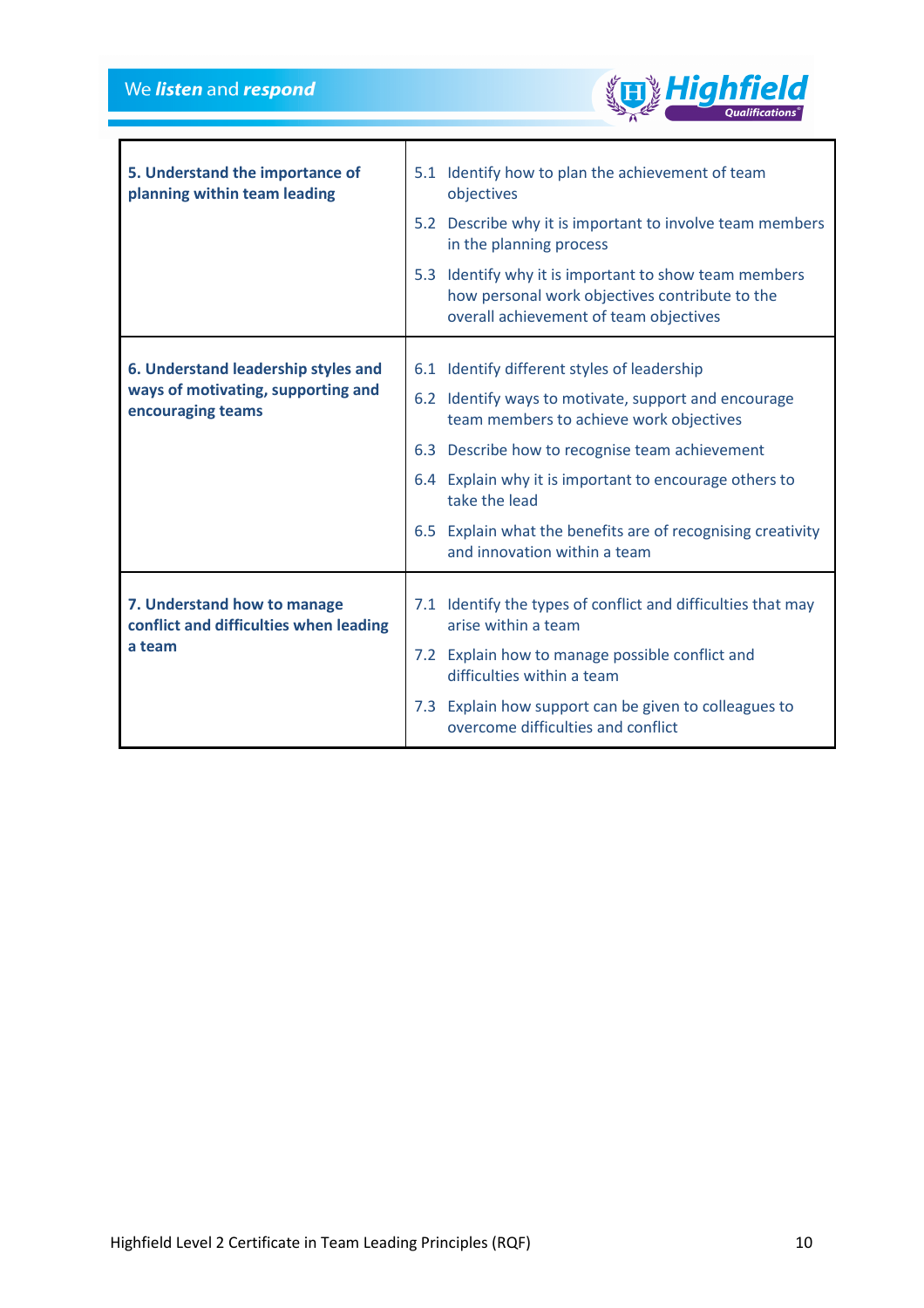| | |
|---|---|
| **5. Understand the importance of planning within team leading** | 5.1 Identify how to plan the achievement of team objectives<br>5.2 Describe why it is important to involve team members in the planning process<br>5.3 Identify why it is important to show team members how personal work objectives contribute to the overall achievement of team objectives |
| **6. Understand leadership styles and ways of motivating, supporting and encouraging teams** | 6.1 Identify different styles of leadership<br>6.2 Identify ways to motivate, support and encourage team members to achieve work objectives<br>6.3 Describe how to recognise team achievement<br>6.4 Explain why it is important to encourage others to take the lead<br>6.5 Explain what the benefits are of recognising creativity and innovation within a team |
| **7. Understand how to manage conflict and difficulties when leading a team** | 7.1 Identify the types of conflict and difficulties that may arise within a team<br>7.2 Explain how to manage possible conflict and difficulties within a team<br>7.3 Explain how support can be given to colleagues to overcome difficulties and conflict |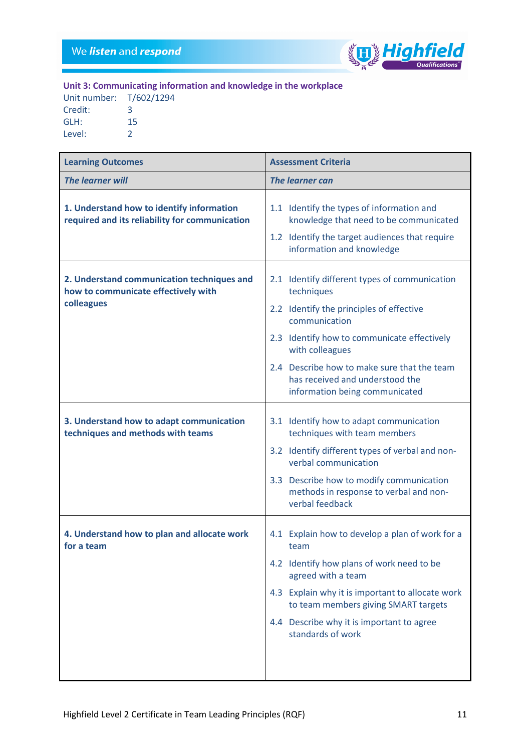## Unit 3: Communicating information and knowledge in the workplace

Unit number: T/602/1294
Credit: 3
GLH: 15
Level: 2

| Learning Outcomes | Assessment Criteria |
|---|---|
| ***The learner will*** | ***The learner can*** |
| **1. Understand how to identify information required and its reliability for communication** | 1.1 Identify the types of information and knowledge that need to be communicated<br>1.2 Identify the target audiences that require information and knowledge |
| **2. Understand communication techniques and how to communicate effectively with colleagues** | 2.1 Identify different types of communication techniques<br>2.2 Identify the principles of effective communication<br>2.3 Identify how to communicate effectively with colleagues<br>2.4 Describe how to make sure that the team has received and understood the information being communicated |
| **3. Understand how to adapt communication techniques and methods with teams** | 3.1 Identify how to adapt communication techniques with team members<br>3.2 Identify different types of verbal and non-verbal communication<br>3.3 Describe how to modify communication methods in response to verbal and non-verbal feedback |
| **4. Understand how to plan and allocate work for a team** | 4.1 Explain how to develop a plan of work for a team<br>4.2 Identify how plans of work need to be agreed with a team<br>4.3 Explain why it is important to allocate work to team members giving SMART targets<br>4.4 Describe why it is important to agree standards of work |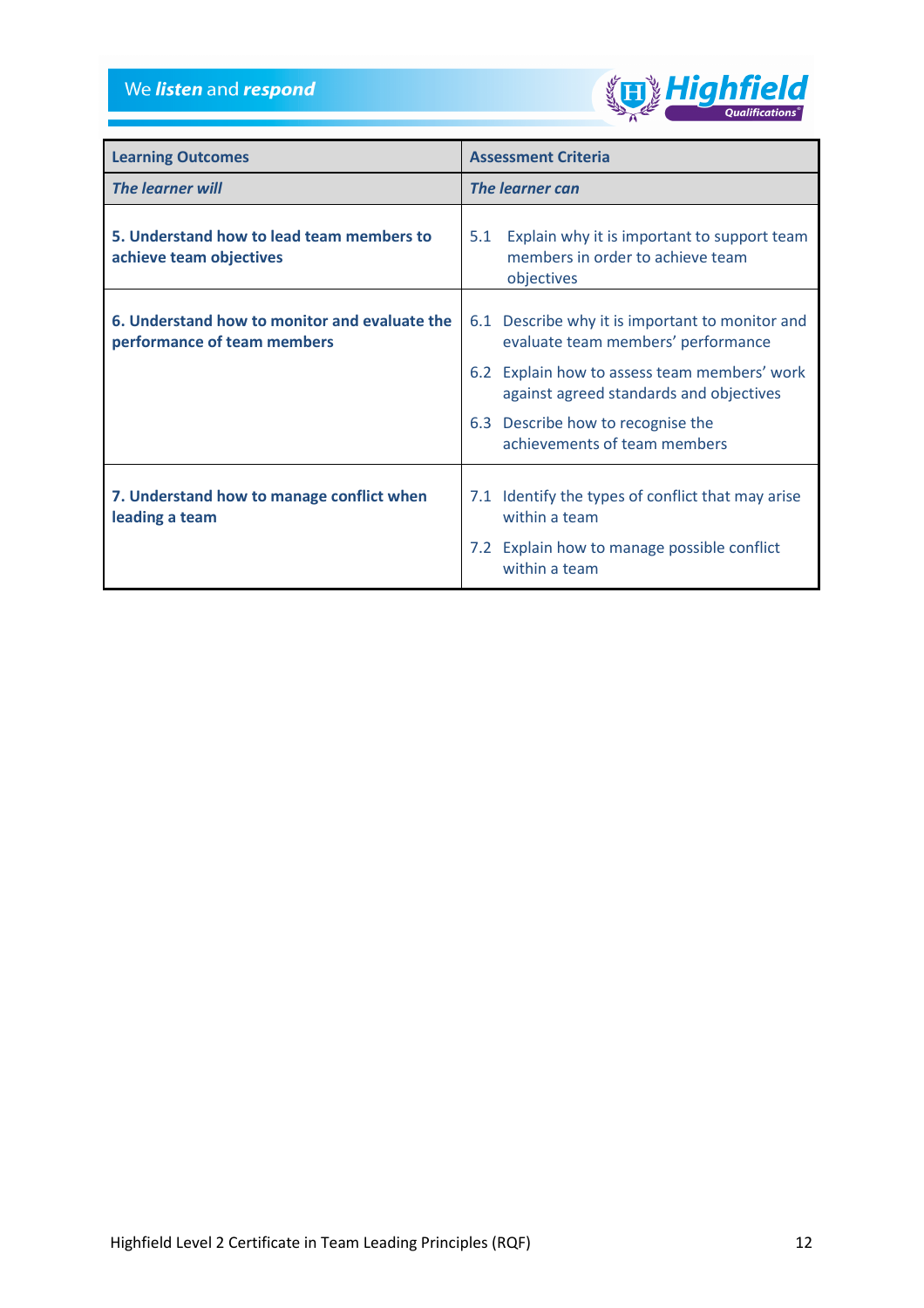| Learning Outcomes | Assessment Criteria |
|---|---|
| *The learner will* | *The learner can* |
| **5. Understand how to lead team members to achieve team objectives** | 5.1 Explain why it is important to support team members in order to achieve team objectives |
| **6. Understand how to monitor and evaluate the performance of team members** | 6.1 Describe why it is important to monitor and evaluate team members' performance<br>6.2 Explain how to assess team members' work against agreed standards and objectives<br>6.3 Describe how to recognise the achievements of team members |
| **7. Understand how to manage conflict when leading a team** | 7.1 Identify the types of conflict that may arise within a team<br>7.2 Explain how to manage possible conflict within a team |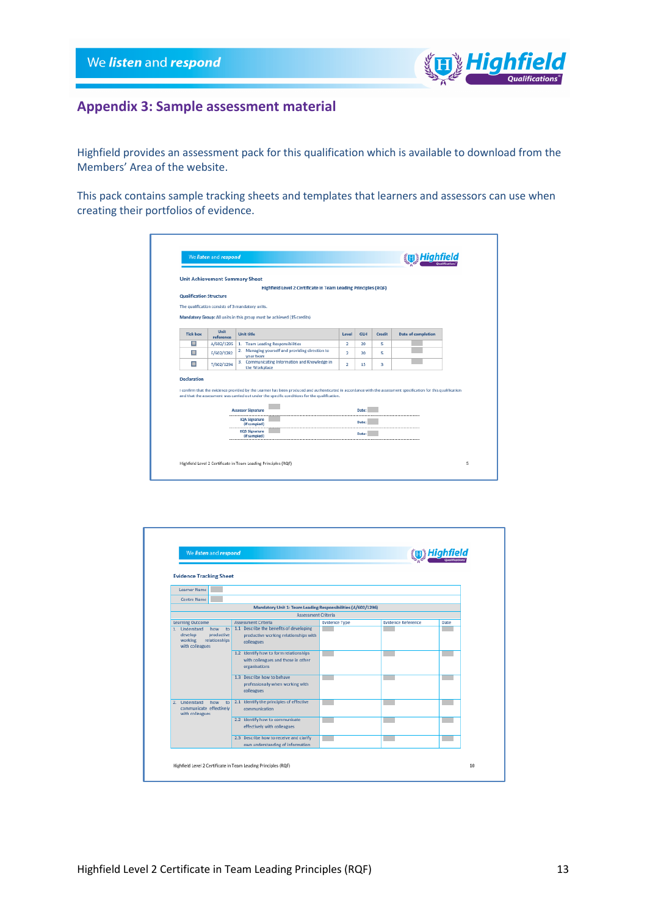## Appendix 3: Sample assessment material

Highfield provides an assessment pack for this qualification which is available to download from the Members' Area of the website.

This pack contains sample tracking sheets and templates that learners and assessors can use when creating their portfolios of evidence.

Unit Achievement Summary Sheet

Highfield Level 2 Certificate in Team Leading Principles (RQF)

Qualification Structure

The qualification consists of 3 mandatory units.

Mandatory Group: All units in this group must be achieved (15 credits)

| Tick box | Unit reference | Unit title | Level | GLH | Credit | Date of completion |
|---|---|---|---|---|---|---|
| ☐ | A/602/1295 | 1. Team Leading Responsibilities | 2 | 20 | 5 | |
| ☐ | F/602/1282 | 2. Managing yourself and providing direction to your team | 2 | 20 | 5 | |
| ☐ | T/602/1294 | 3. Communicating Information and Knowledge in the Workplace | 2 | 15 | 3 | |

Declaration

I confirm that the evidence provided by the learner has been produced and authenticated in accordance with the assessment specification for this qualification and that the assessment was carried out under the specific conditions for the qualification.

Assessor Signature ______ Date: ______

IQA Signature (if sampled) ______ Date: ______

EQS Signature (if sampled) ______ Date: ______

Evidence Tracking Sheet

| Learner Name | |
|---|---|
| Centre Name | |

Mandatory Unit 1: Team Leading Responsibilities (A/602/1296)

| Learning Outcome | Assessment Criteria | Evidence Type | Evidence Reference | Date |
|---|---|---|---|---|
| 1. Understand how to develop productive working relationships with colleagues | 1.1 Describe the benefits of developing productive working relationships with colleagues | | | |
| | 1.2 Identify how to form relationships with colleagues and those in other organisations | | | |
| | 1.3 Describe how to behave professionally when working with colleagues | | | |
| 2. Understand how to communicate effectively with colleagues | 2.1 Identify the principles of effective communication | | | |
| | 2.2 Identify how to communicate effectively with colleagues | | | |
| | 2.3 Describe how to receive and clarify own understanding of information | | | |